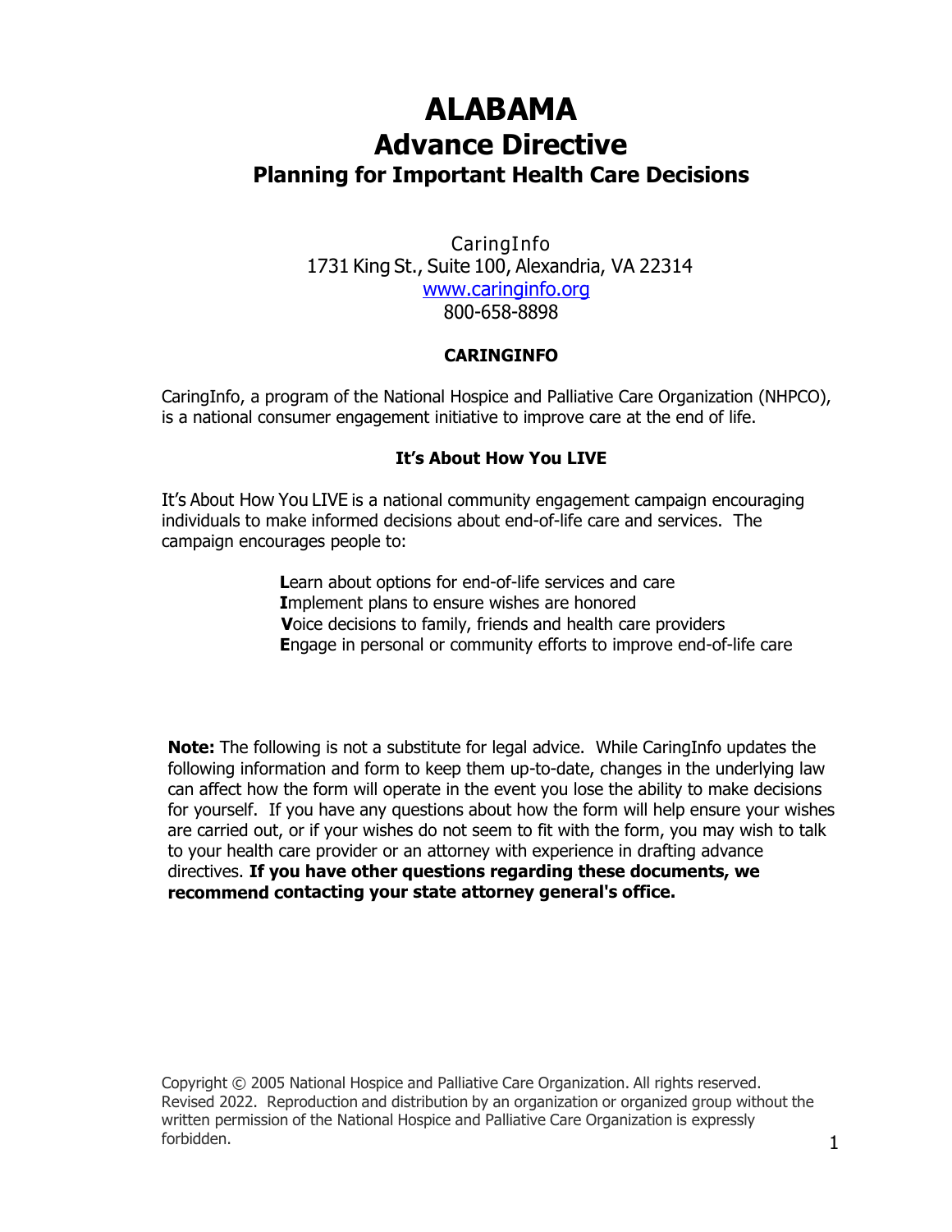# ALABAMA
# Advance Directive
## Planning for Important Health Care Decisions

CaringInfo
1731 King St., Suite 100, Alexandria, VA 22314
www.caringinfo.org
800-658-8898

**CARINGINFO**

CaringInfo, a program of the National Hospice and Palliative Care Organization (NHPCO), is a national consumer engagement initiative to improve care at the end of life.

**It's About How You LIVE**

It's About How You LIVE is a national community engagement campaign encouraging individuals to make informed decisions about end-of-life care and services. The campaign encourages people to:

**L**earn about options for end-of-life services and care
**I**mplement plans to ensure wishes are honored
**V**oice decisions to family, friends and health care providers
**E**ngage in personal or community efforts to improve end-of-life care

**Note:** The following is not a substitute for legal advice. While CaringInfo updates the following information and form to keep them up-to-date, changes in the underlying law can affect how the form will operate in the event you lose the ability to make decisions for yourself. If you have any questions about how the form will help ensure your wishes are carried out, or if your wishes do not seem to fit with the form, you may wish to talk to your health care provider or an attorney with experience in drafting advance directives. **If you have other questions regarding these documents, we recommend contacting your state attorney general's office.**

Copyright © 2005 National Hospice and Palliative Care Organization. All rights reserved. Revised 2022. Reproduction and distribution by an organization or organized group without the written permission of the National Hospice and Palliative Care Organization is expressly forbidden.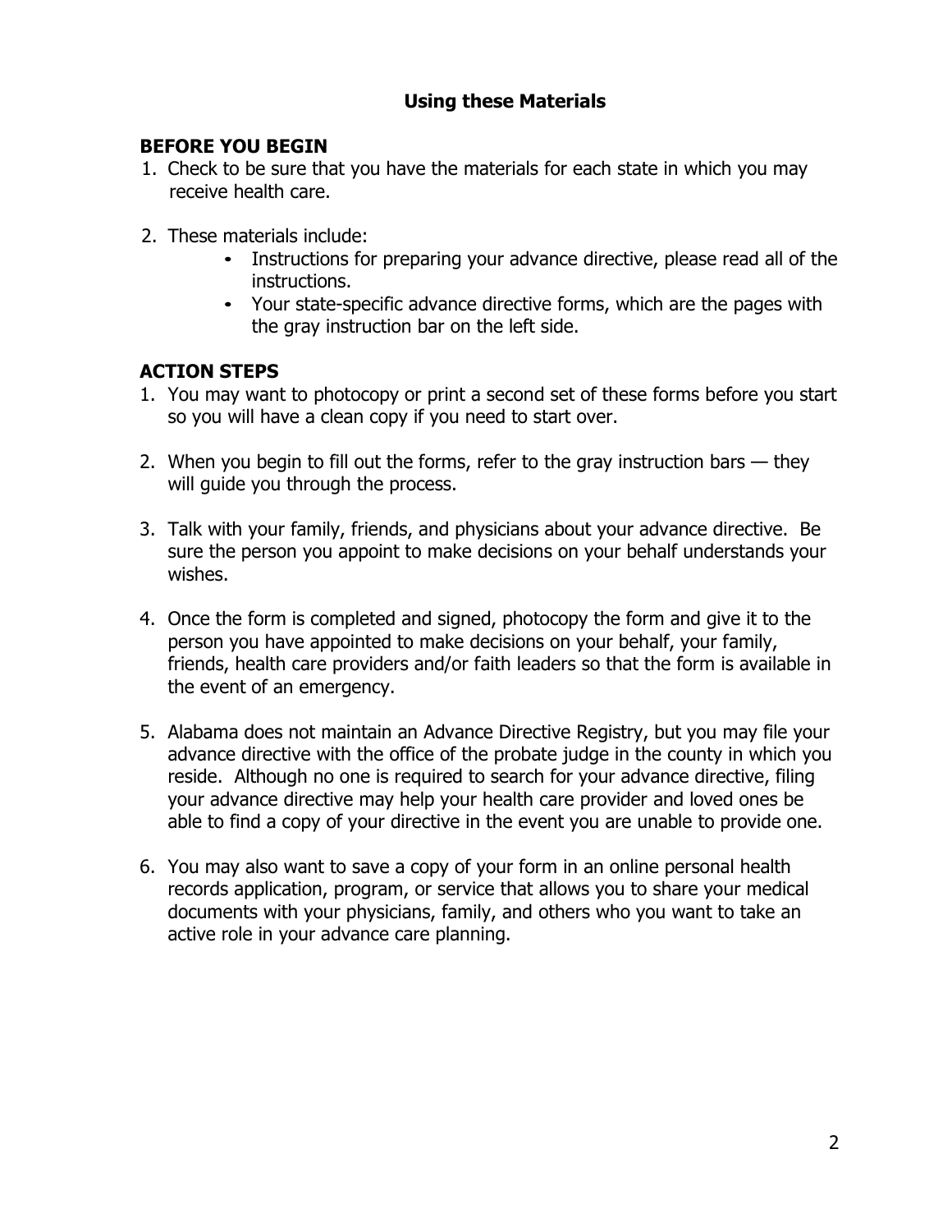# Using these Materials

## BEFORE YOU BEGIN

1. Check to be sure that you have the materials for each state in which you may receive health care.

2. These materials include:
   - Instructions for preparing your advance directive, please read all of the instructions.
   - Your state-specific advance directive forms, which are the pages with the gray instruction bar on the left side.

## ACTION STEPS

1. You may want to photocopy or print a second set of these forms before you start so you will have a clean copy if you need to start over.

2. When you begin to fill out the forms, refer to the gray instruction bars — they will guide you through the process.

3. Talk with your family, friends, and physicians about your advance directive. Be sure the person you appoint to make decisions on your behalf understands your wishes.

4. Once the form is completed and signed, photocopy the form and give it to the person you have appointed to make decisions on your behalf, your family, friends, health care providers and/or faith leaders so that the form is available in the event of an emergency.

5. Alabama does not maintain an Advance Directive Registry, but you may file your advance directive with the office of the probate judge in the county in which you reside. Although no one is required to search for your advance directive, filing your advance directive may help your health care provider and loved ones be able to find a copy of your directive in the event you are unable to provide one.

6. You may also want to save a copy of your form in an online personal health records application, program, or service that allows you to share your medical documents with your physicians, family, and others who you want to take an active role in your advance care planning.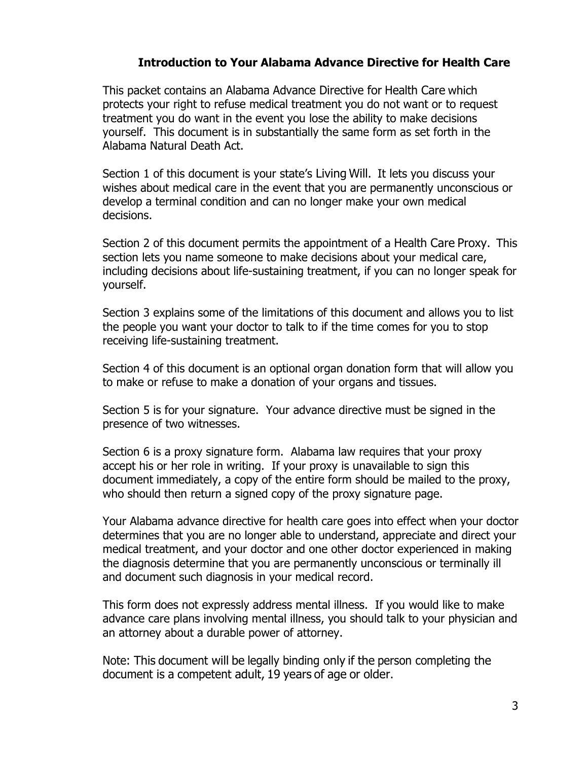## Introduction to Your Alabama Advance Directive for Health Care

This packet contains an Alabama Advance Directive for Health Care which protects your right to refuse medical treatment you do not want or to request treatment you do want in the event you lose the ability to make decisions yourself. This document is in substantially the same form as set forth in the Alabama Natural Death Act.

Section 1 of this document is your state's Living Will. It lets you discuss your wishes about medical care in the event that you are permanently unconscious or develop a terminal condition and can no longer make your own medical decisions.

Section 2 of this document permits the appointment of a Health Care Proxy. This section lets you name someone to make decisions about your medical care, including decisions about life-sustaining treatment, if you can no longer speak for yourself.

Section 3 explains some of the limitations of this document and allows you to list the people you want your doctor to talk to if the time comes for you to stop receiving life-sustaining treatment.

Section 4 of this document is an optional organ donation form that will allow you to make or refuse to make a donation of your organs and tissues.

Section 5 is for your signature. Your advance directive must be signed in the presence of two witnesses.

Section 6 is a proxy signature form. Alabama law requires that your proxy accept his or her role in writing. If your proxy is unavailable to sign this document immediately, a copy of the entire form should be mailed to the proxy, who should then return a signed copy of the proxy signature page.

Your Alabama advance directive for health care goes into effect when your doctor determines that you are no longer able to understand, appreciate and direct your medical treatment, and your doctor and one other doctor experienced in making the diagnosis determine that you are permanently unconscious or terminally ill and document such diagnosis in your medical record.

This form does not expressly address mental illness. If you would like to make advance care plans involving mental illness, you should talk to your physician and an attorney about a durable power of attorney.

Note: This document will be legally binding only if the person completing the document is a competent adult, 19 years of age or older.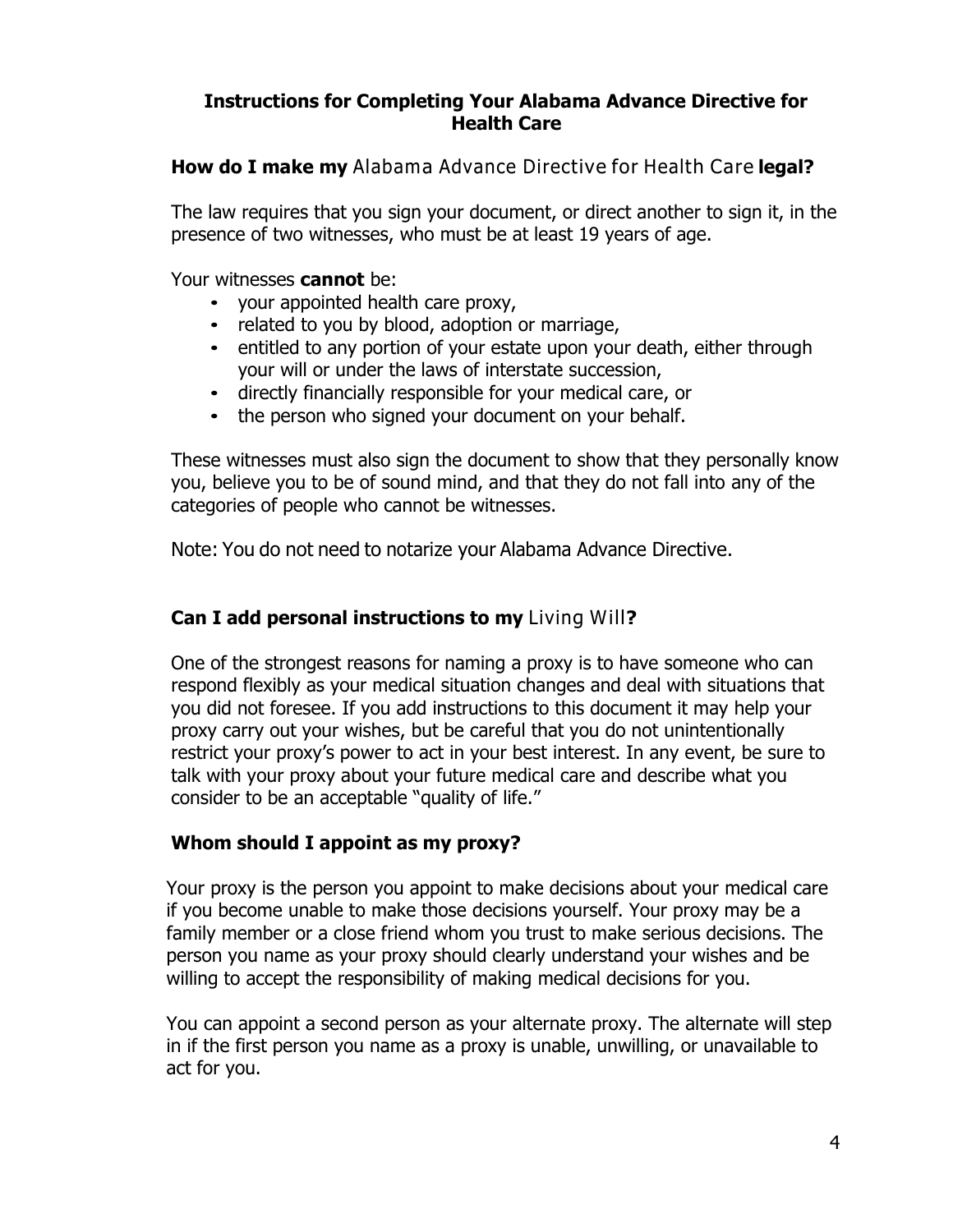## Instructions for Completing Your Alabama Advance Directive for Health Care

### How do I make my Alabama Advance Directive for Health Care legal?

The law requires that you sign your document, or direct another to sign it, in the presence of two witnesses, who must be at least 19 years of age.

Your witnesses **cannot** be:

- your appointed health care proxy,
- related to you by blood, adoption or marriage,
- entitled to any portion of your estate upon your death, either through your will or under the laws of interstate succession,
- directly financially responsible for your medical care, or
- the person who signed your document on your behalf.

These witnesses must also sign the document to show that they personally know you, believe you to be of sound mind, and that they do not fall into any of the categories of people who cannot be witnesses.

Note: You do not need to notarize your Alabama Advance Directive.

### Can I add personal instructions to my Living Will?

One of the strongest reasons for naming a proxy is to have someone who can respond flexibly as your medical situation changes and deal with situations that you did not foresee. If you add instructions to this document it may help your proxy carry out your wishes, but be careful that you do not unintentionally restrict your proxy's power to act in your best interest. In any event, be sure to talk with your proxy about your future medical care and describe what you consider to be an acceptable "quality of life."

### Whom should I appoint as my proxy?

Your proxy is the person you appoint to make decisions about your medical care if you become unable to make those decisions yourself. Your proxy may be a family member or a close friend whom you trust to make serious decisions. The person you name as your proxy should clearly understand your wishes and be willing to accept the responsibility of making medical decisions for you.

You can appoint a second person as your alternate proxy. The alternate will step in if the first person you name as a proxy is unable, unwilling, or unavailable to act for you.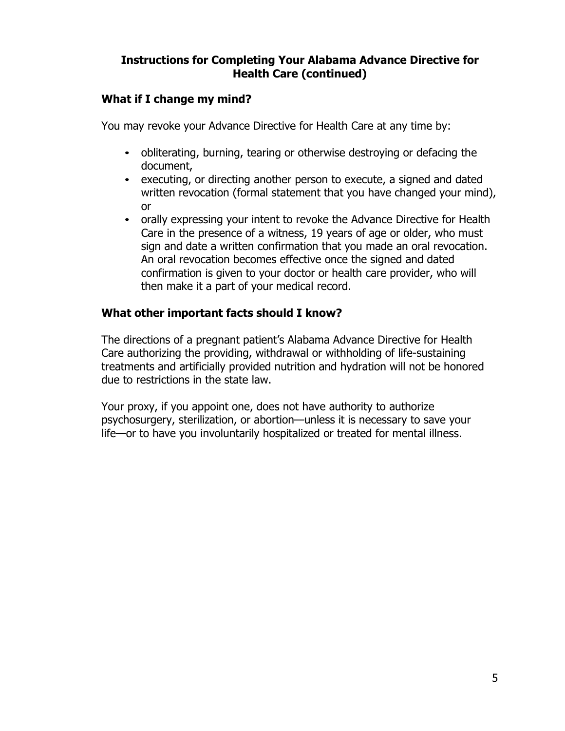## Instructions for Completing Your Alabama Advance Directive for Health Care (continued)

### What if I change my mind?

You may revoke your Advance Directive for Health Care at any time by:

- obliterating, burning, tearing or otherwise destroying or defacing the document,
- executing, or directing another person to execute, a signed and dated written revocation (formal statement that you have changed your mind), or
- orally expressing your intent to revoke the Advance Directive for Health Care in the presence of a witness, 19 years of age or older, who must sign and date a written confirmation that you made an oral revocation. An oral revocation becomes effective once the signed and dated confirmation is given to your doctor or health care provider, who will then make it a part of your medical record.

### What other important facts should I know?

The directions of a pregnant patient's Alabama Advance Directive for Health Care authorizing the providing, withdrawal or withholding of life-sustaining treatments and artificially provided nutrition and hydration will not be honored due to restrictions in the state law.

Your proxy, if you appoint one, does not have authority to authorize psychosurgery, sterilization, or abortion—unless it is necessary to save your life—or to have you involuntarily hospitalized or treated for mental illness.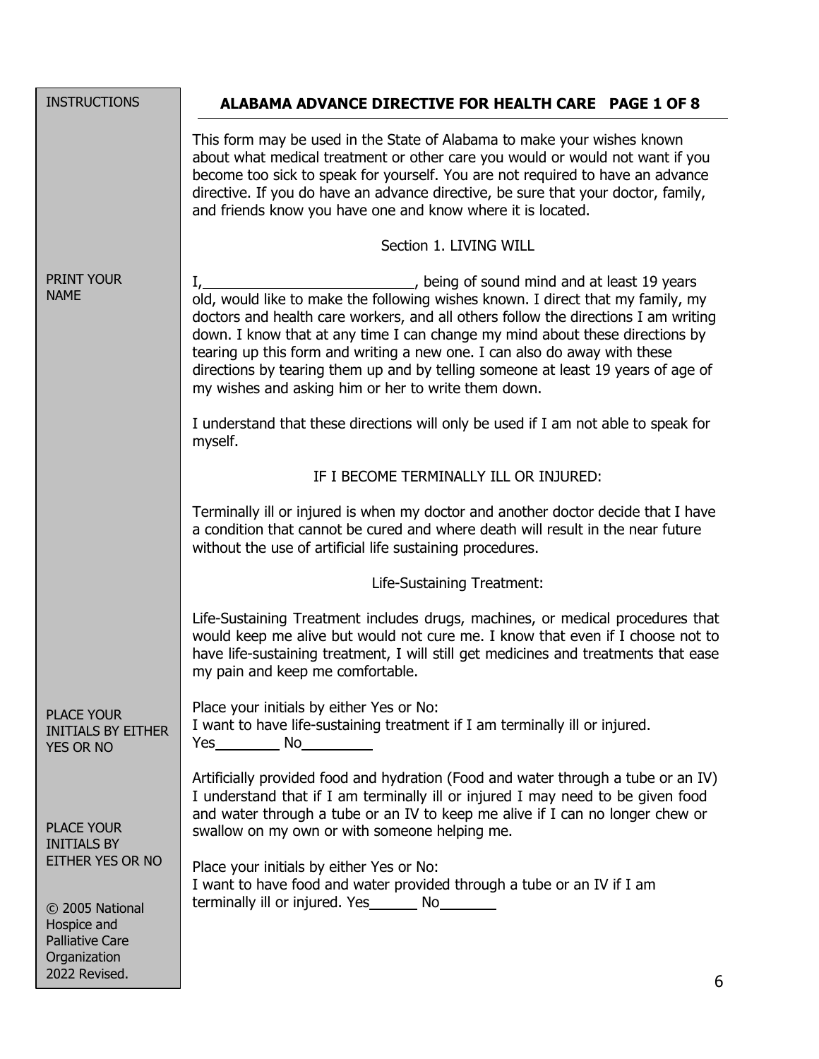| INSTRUCTIONS | **ALABAMA ADVANCE DIRECTIVE FOR HEALTH CARE PAGE 1 OF 8** |
|---|---|

This form may be used in the State of Alabama to make your wishes known about what medical treatment or other care you would or would not want if you become too sick to speak for yourself. You are not required to have an advance directive. If you do have an advance directive, be sure that your doctor, family, and friends know you have one and know where it is located.

Section 1. LIVING WILL

PRINT YOUR NAME

I,\_\_\_\_\_\_\_\_\_\_\_\_\_\_\_\_\_\_\_\_\_\_\_\_\_\_\_, being of sound mind and at least 19 years old, would like to make the following wishes known. I direct that my family, my doctors and health care workers, and all others follow the directions I am writing down. I know that at any time I can change my mind about these directions by tearing up this form and writing a new one. I can also do away with these directions by tearing them up and by telling someone at least 19 years of age of my wishes and asking him or her to write them down.

I understand that these directions will only be used if I am not able to speak for myself.

IF I BECOME TERMINALLY ILL OR INJURED:

Terminally ill or injured is when my doctor and another doctor decide that I have a condition that cannot be cured and where death will result in the near future without the use of artificial life sustaining procedures.

Life-Sustaining Treatment:

Life-Sustaining Treatment includes drugs, machines, or medical procedures that would keep me alive but would not cure me. I know that even if I choose not to have life-sustaining treatment, I will still get medicines and treatments that ease my pain and keep me comfortable.

PLACE YOUR INITIALS BY EITHER YES OR NO

Place your initials by either Yes or No:
I want to have life-sustaining treatment if I am terminally ill or injured.
Yes\_\_\_\_\_\_\_\_ No\_\_\_\_\_\_\_\_\_

Artificially provided food and hydration (Food and water through a tube or an IV)
I understand that if I am terminally ill or injured I may need to be given food and water through a tube or an IV to keep me alive if I can no longer chew or swallow on my own or with someone helping me.

PLACE YOUR INITIALS BY EITHER YES OR NO

Place your initials by either Yes or No:
I want to have food and water provided through a tube or an IV if I am terminally ill or injured. Yes\_\_\_\_\_\_ No\_\_\_\_\_\_\_

© 2005 National Hospice and Palliative Care Organization
2022 Revised.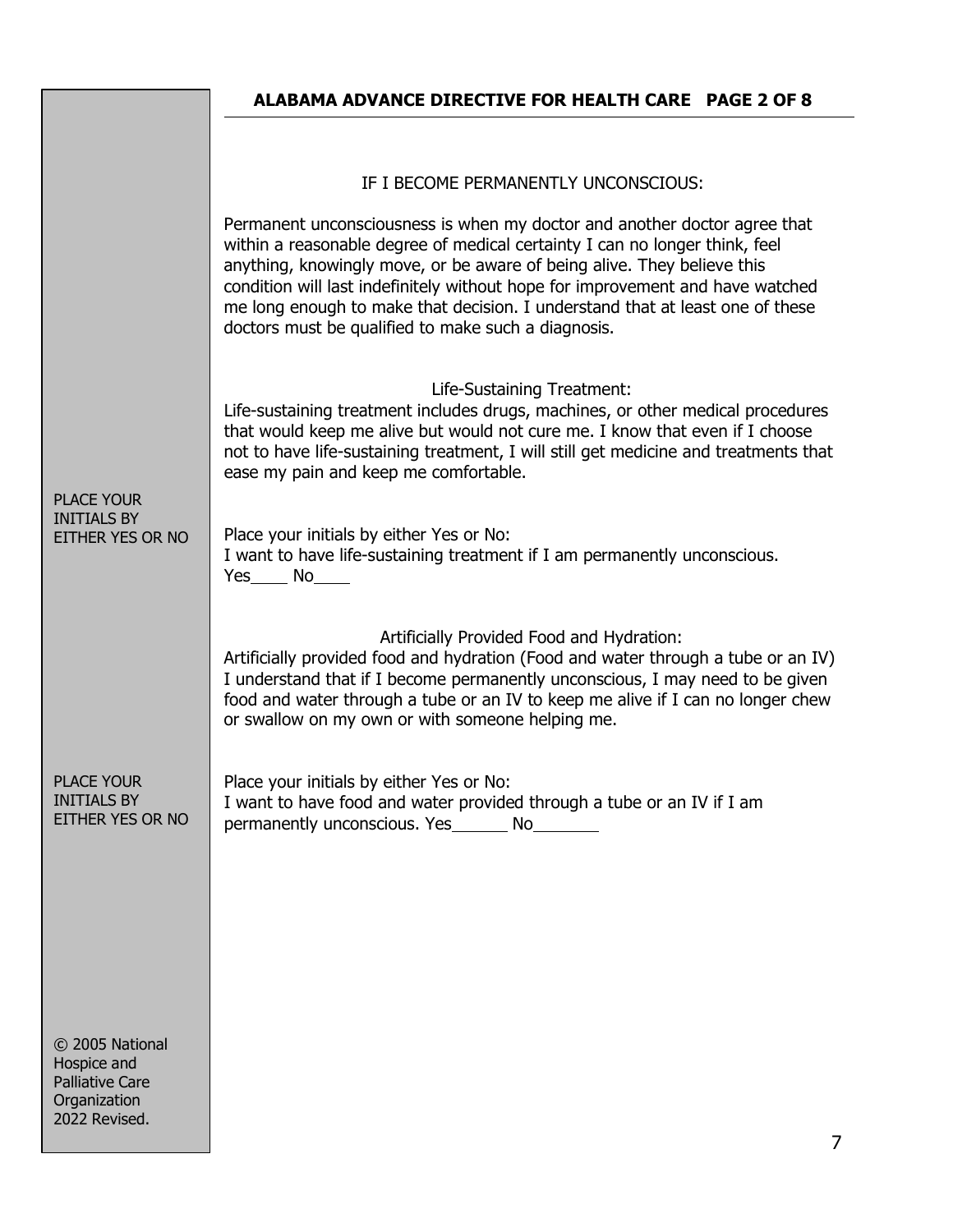IF I BECOME PERMANENTLY UNCONSCIOUS:

Permanent unconsciousness is when my doctor and another doctor agree that within a reasonable degree of medical certainty I can no longer think, feel anything, knowingly move, or be aware of being alive. They believe this condition will last indefinitely without hope for improvement and have watched me long enough to make that decision. I understand that at least one of these doctors must be qualified to make such a diagnosis.

Life-Sustaining Treatment:

Life-sustaining treatment includes drugs, machines, or other medical procedures that would keep me alive but would not cure me. I know that even if I choose not to have life-sustaining treatment, I will still get medicine and treatments that ease my pain and keep me comfortable.

PLACE YOUR INITIALS BY EITHER YES OR NO

Place your initials by either Yes or No:
I want to have life-sustaining treatment if I am permanently unconscious.
Yes____ No____

Artificially Provided Food and Hydration:

Artificially provided food and hydration (Food and water through a tube or an IV) I understand that if I become permanently unconscious, I may need to be given food and water through a tube or an IV to keep me alive if I can no longer chew or swallow on my own or with someone helping me.

PLACE YOUR INITIALS BY EITHER YES OR NO

Place your initials by either Yes or No:
I want to have food and water provided through a tube or an IV if I am permanently unconscious. Yes______ No_______

© 2005 National Hospice and Palliative Care Organization 2022 Revised.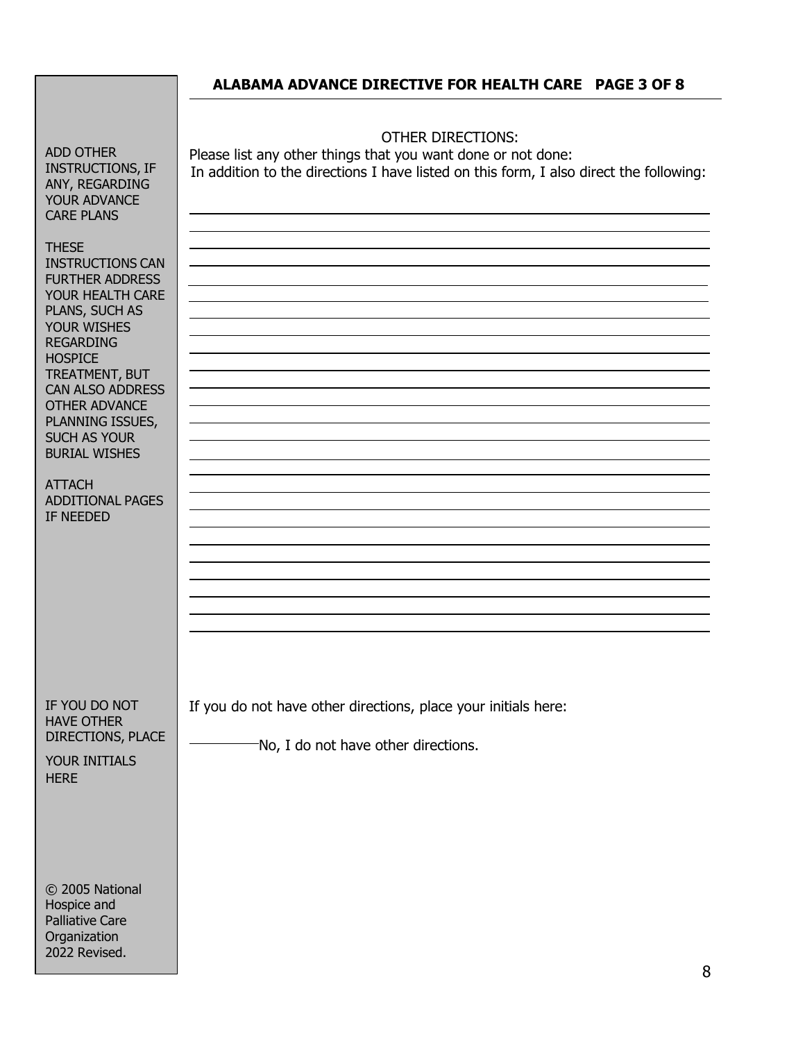## ALABAMA ADVANCE DIRECTIVE FOR HEALTH CARE PAGE 3 OF 8

ADD OTHER INSTRUCTIONS, IF ANY, REGARDING YOUR ADVANCE CARE PLANS

THESE INSTRUCTIONS CAN FURTHER ADDRESS YOUR HEALTH CARE PLANS, SUCH AS YOUR WISHES REGARDING HOSPICE TREATMENT, BUT CAN ALSO ADDRESS OTHER ADVANCE PLANNING ISSUES, SUCH AS YOUR BURIAL WISHES

ATTACH ADDITIONAL PAGES IF NEEDED

OTHER DIRECTIONS:

Please list any other things that you want done or not done:

In addition to the directions I have listed on this form, I also direct the following:

\_\_\_\_\_\_\_\_\_\_\_\_\_\_\_\_\_\_\_\_\_\_\_\_\_\_\_\_\_\_\_\_\_\_\_\_\_\_\_\_\_\_\_\_\_\_\_\_\_\_\_\_\_\_\_\_\_\_\_\_\_\_\_\_\_\_\_\_\_\_\_\_

\_\_\_\_\_\_\_\_\_\_\_\_\_\_\_\_\_\_\_\_\_\_\_\_\_\_\_\_\_\_\_\_\_\_\_\_\_\_\_\_\_\_\_\_\_\_\_\_\_\_\_\_\_\_\_\_\_\_\_\_\_\_\_\_\_\_\_\_\_\_\_\_

\_\_\_\_\_\_\_\_\_\_\_\_\_\_\_\_\_\_\_\_\_\_\_\_\_\_\_\_\_\_\_\_\_\_\_\_\_\_\_\_\_\_\_\_\_\_\_\_\_\_\_\_\_\_\_\_\_\_\_\_\_\_\_\_\_\_\_\_\_\_\_\_

\_\_\_\_\_\_\_\_\_\_\_\_\_\_\_\_\_\_\_\_\_\_\_\_\_\_\_\_\_\_\_\_\_\_\_\_\_\_\_\_\_\_\_\_\_\_\_\_\_\_\_\_\_\_\_\_\_\_\_\_\_\_\_\_\_\_\_\_\_\_\_\_

\_\_\_\_\_\_\_\_\_\_\_\_\_\_\_\_\_\_\_\_\_\_\_\_\_\_\_\_\_\_\_\_\_\_\_\_\_\_\_\_\_\_\_\_\_\_\_\_\_\_\_\_\_\_\_\_\_\_\_\_\_\_\_\_\_\_\_\_\_\_\_\_

IF YOU DO NOT HAVE OTHER DIRECTIONS, PLACE YOUR INITIALS HERE

If you do not have other directions, place your initials here:

\_\_\_\_\_\_\_\_\_\_ No, I do not have other directions.

© 2005 National Hospice and Palliative Care Organization 2022 Revised.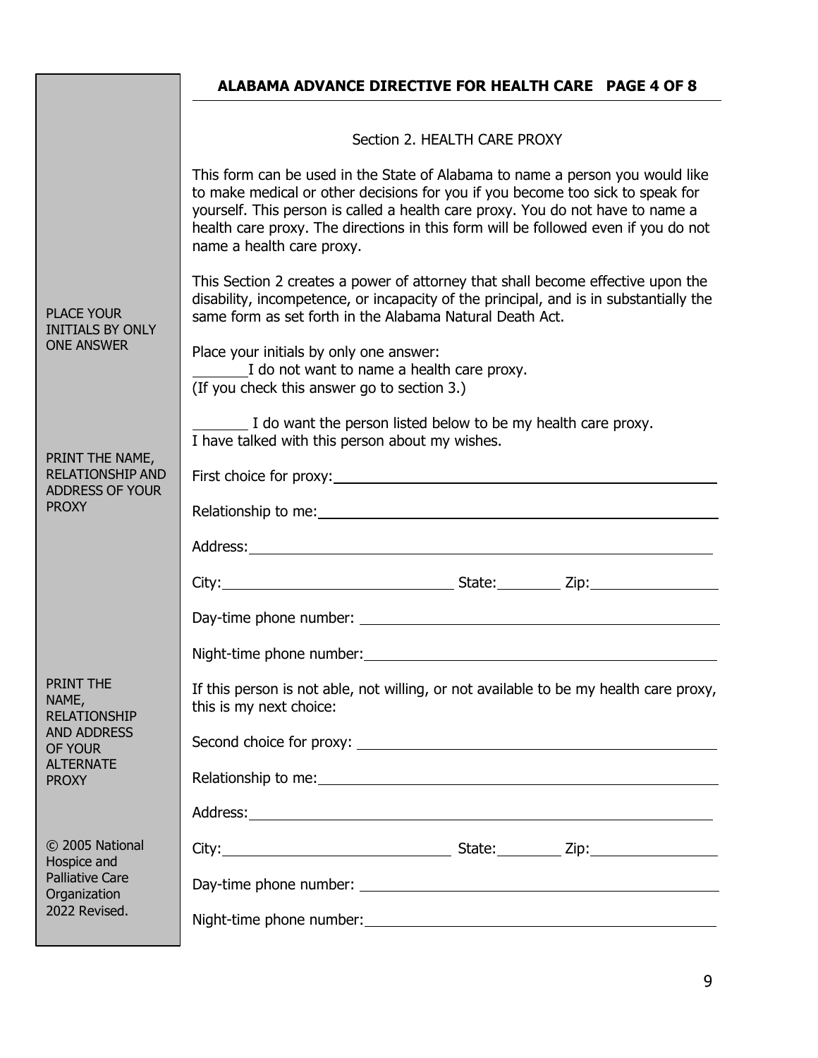## Section 2. HEALTH CARE PROXY

This form can be used in the State of Alabama to name a person you would like to make medical or other decisions for you if you become too sick to speak for yourself. This person is called a health care proxy. You do not have to name a health care proxy. The directions in this form will be followed even if you do not name a health care proxy.

This Section 2 creates a power of attorney that shall become effective upon the disability, incompetence, or incapacity of the principal, and is in substantially the same form as set forth in the Alabama Natural Death Act.

PLACE YOUR INITIALS BY ONLY ONE ANSWER

Place your initials by only one answer:

_______ I do not want to name a health care proxy.
(If you check this answer go to section 3.)

_______ I do want the person listed below to be my health care proxy.
I have talked with this person about my wishes.

PRINT THE NAME, RELATIONSHIP AND ADDRESS OF YOUR PROXY

First choice for proxy: ______________________________

Relationship to me: ______________________________

Address: ______________________________

City: ____________________ State: ________ Zip: ____________

Day-time phone number: ______________________________

Night-time phone number: ______________________________

PRINT THE NAME, RELATIONSHIP AND ADDRESS OF YOUR ALTERNATE PROXY

If this person is not able, not willing, or not available to be my health care proxy, this is my next choice:

Second choice for proxy: ______________________________

Relationship to me: ______________________________

Address: ______________________________

City: ____________________ State: ________ Zip: ____________

Day-time phone number: ______________________________

Night-time phone number: ______________________________

© 2005 National Hospice and Palliative Care Organization 2022 Revised.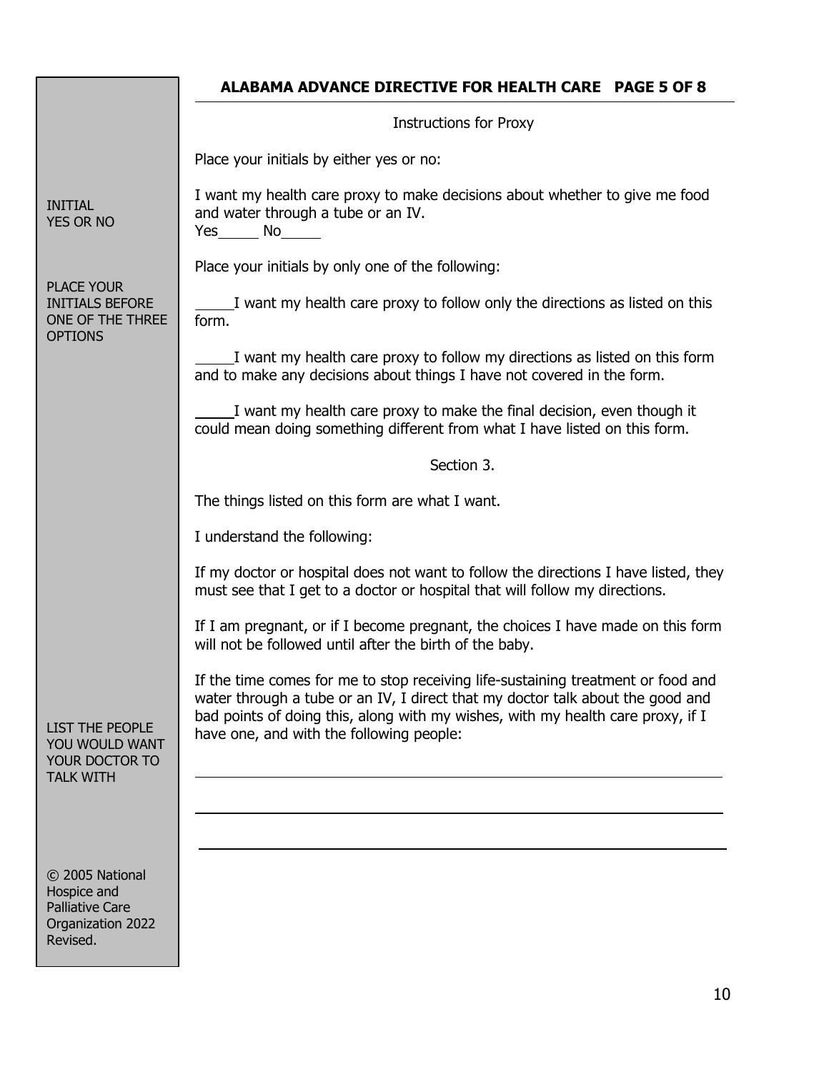## ALABAMA ADVANCE DIRECTIVE FOR HEALTH CARE PAGE 5 OF 8

Instructions for Proxy

Place your initials by either yes or no:

INITIAL YES OR NO

I want my health care proxy to make decisions about whether to give me food and water through a tube or an IV.
Yes_____ No_____

Place your initials by only one of the following:

PLACE YOUR INITIALS BEFORE ONE OF THE THREE OPTIONS

_____I want my health care proxy to follow only the directions as listed on this form.

_____I want my health care proxy to follow my directions as listed on this form and to make any decisions about things I have not covered in the form.

_____I want my health care proxy to make the final decision, even though it could mean doing something different from what I have listed on this form.

Section 3.

The things listed on this form are what I want.

I understand the following:

If my doctor or hospital does not want to follow the directions I have listed, they must see that I get to a doctor or hospital that will follow my directions.

If I am pregnant, or if I become pregnant, the choices I have made on this form will not be followed until after the birth of the baby.

If the time comes for me to stop receiving life-sustaining treatment or food and water through a tube or an IV, I direct that my doctor talk about the good and bad points of doing this, along with my wishes, with my health care proxy, if I have one, and with the following people:

LIST THE PEOPLE YOU WOULD WANT YOUR DOCTOR TO TALK WITH

________________________________________________________________

________________________________________________________________

________________________________________________________________

© 2005 National Hospice and Palliative Care Organization 2022 Revised.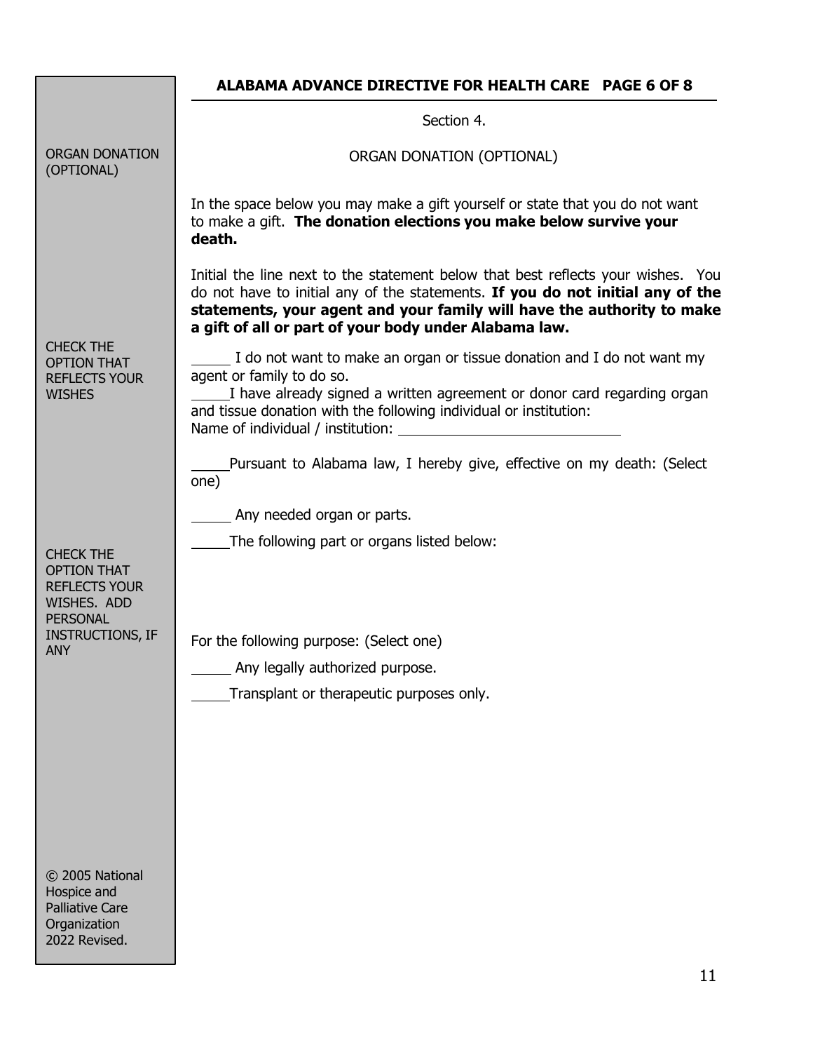## Section 4.

## ORGAN DONATION (OPTIONAL)

ORGAN DONATION (OPTIONAL)

In the space below you may make a gift yourself or state that you do not want to make a gift. **The donation elections you make below survive your death.**

Initial the line next to the statement below that best reflects your wishes. You do not have to initial any of the statements. **If you do not initial any of the statements, your agent and your family will have the authority to make a gift of all or part of your body under Alabama law.**

CHECK THE OPTION THAT REFLECTS YOUR WISHES

_____ I do not want to make an organ or tissue donation and I do not want my agent or family to do so.

_____ I have already signed a written agreement or donor card regarding organ and tissue donation with the following individual or institution:
Name of individual / institution: ______________________________

_____ Pursuant to Alabama law, I hereby give, effective on my death: (Select one)

_____ Any needed organ or parts.

_____ The following part or organs listed below:

CHECK THE OPTION THAT REFLECTS YOUR WISHES. ADD PERSONAL INSTRUCTIONS, IF ANY

For the following purpose: (Select one)

_____ Any legally authorized purpose.

_____ Transplant or therapeutic purposes only.

© 2005 National Hospice and Palliative Care Organization 2022 Revised.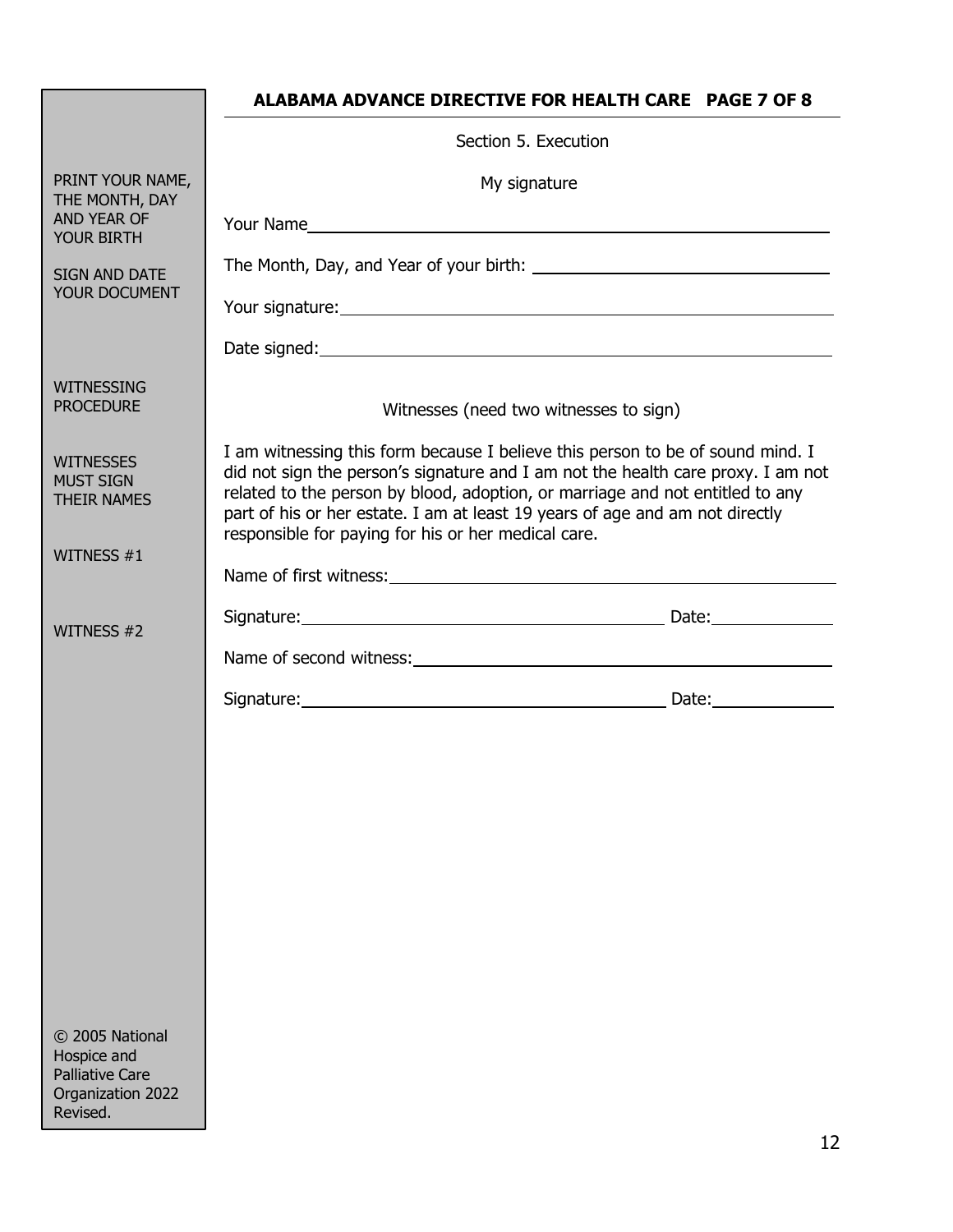## ALABAMA ADVANCE DIRECTIVE FOR HEALTH CARE PAGE 7 OF 8

PRINT YOUR NAME, THE MONTH, DAY AND YEAR OF YOUR BIRTH

SIGN AND DATE YOUR DOCUMENT

Section 5. Execution

My signature

Your Name\_\_\_\_\_\_\_\_\_\_\_\_\_\_\_\_\_\_\_\_\_\_\_\_\_\_\_\_\_\_\_\_\_\_\_\_\_\_\_\_

The Month, Day, and Year of your birth: \_\_\_\_\_\_\_\_\_\_\_\_\_\_\_\_\_\_\_\_\_\_\_\_

Your signature:\_\_\_\_\_\_\_\_\_\_\_\_\_\_\_\_\_\_\_\_\_\_\_\_\_\_\_\_\_\_\_\_\_\_\_\_\_\_\_\_

Date signed:\_\_\_\_\_\_\_\_\_\_\_\_\_\_\_\_\_\_\_\_\_\_\_\_\_\_\_\_\_\_\_\_\_\_\_\_\_\_\_\_

WITNESSING PROCEDURE

Witnesses (need two witnesses to sign)

WITNESSES MUST SIGN THEIR NAMES

I am witnessing this form because I believe this person to be of sound mind. I did not sign the person's signature and I am not the health care proxy. I am not related to the person by blood, adoption, or marriage and not entitled to any part of his or her estate. I am at least 19 years of age and am not directly responsible for paying for his or her medical care.

WITNESS #1

Name of first witness:\_\_\_\_\_\_\_\_\_\_\_\_\_\_\_\_\_\_\_\_\_\_\_\_\_\_\_\_\_\_\_\_\_\_\_\_\_\_\_\_

Signature:\_\_\_\_\_\_\_\_\_\_\_\_\_\_\_\_\_\_\_\_\_\_\_\_\_\_\_\_\_\_ Date:\_\_\_\_\_\_\_\_\_\_

WITNESS #2

Name of second witness:\_\_\_\_\_\_\_\_\_\_\_\_\_\_\_\_\_\_\_\_\_\_\_\_\_\_\_\_\_\_\_\_\_\_\_\_\_\_\_\_

Signature:\_\_\_\_\_\_\_\_\_\_\_\_\_\_\_\_\_\_\_\_\_\_\_\_\_\_\_\_\_\_ Date:\_\_\_\_\_\_\_\_\_\_

© 2005 National Hospice and Palliative Care Organization 2022 Revised.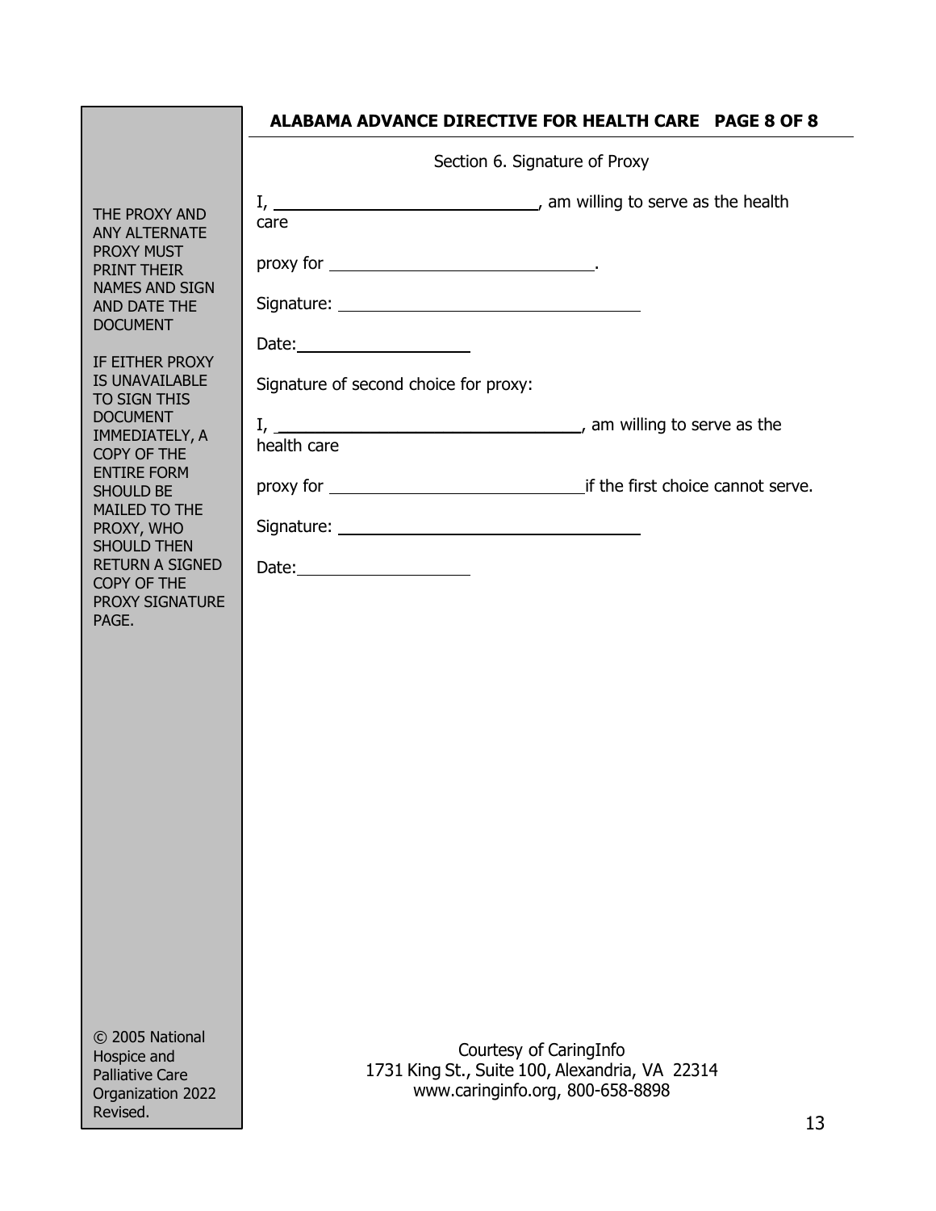## ALABAMA ADVANCE DIRECTIVE FOR HEALTH CARE PAGE 8 OF 8

THE PROXY AND ANY ALTERNATE PROXY MUST PRINT THEIR NAMES AND SIGN AND DATE THE DOCUMENT

IF EITHER PROXY IS UNAVAILABLE TO SIGN THIS DOCUMENT IMMEDIATELY, A COPY OF THE ENTIRE FORM SHOULD BE MAILED TO THE PROXY, WHO SHOULD THEN RETURN A SIGNED COPY OF THE PROXY SIGNATURE PAGE.

Section 6. Signature of Proxy

I, ______________________________, am willing to serve as the health care

proxy for ______________________________.

Signature: ________________________________

Date: ____________________

Signature of second choice for proxy:

I, ________________________________, am willing to serve as the health care

proxy for ____________________________ if the first choice cannot serve.

Signature: ________________________________

Date: ____________________

© 2005 National Hospice and Palliative Care Organization 2022 Revised.

Courtesy of CaringInfo
1731 King St., Suite 100, Alexandria, VA 22314
www.caringinfo.org, 800-658-8898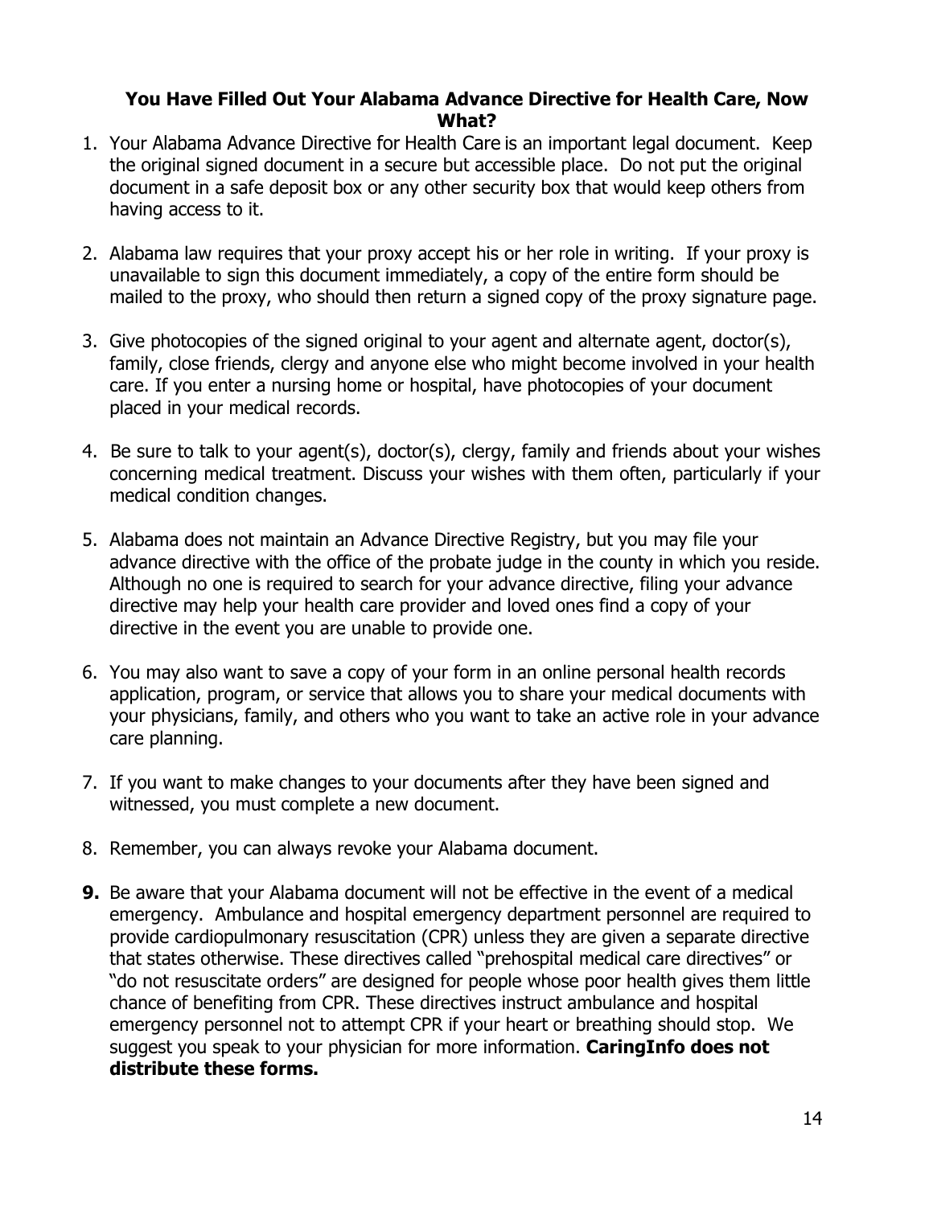### You Have Filled Out Your Alabama Advance Directive for Health Care, Now What?

1. Your Alabama Advance Directive for Health Care is an important legal document. Keep the original signed document in a secure but accessible place. Do not put the original document in a safe deposit box or any other security box that would keep others from having access to it.

2. Alabama law requires that your proxy accept his or her role in writing. If your proxy is unavailable to sign this document immediately, a copy of the entire form should be mailed to the proxy, who should then return a signed copy of the proxy signature page.

3. Give photocopies of the signed original to your agent and alternate agent, doctor(s), family, close friends, clergy and anyone else who might become involved in your health care. If you enter a nursing home or hospital, have photocopies of your document placed in your medical records.

4. Be sure to talk to your agent(s), doctor(s), clergy, family and friends about your wishes concerning medical treatment. Discuss your wishes with them often, particularly if your medical condition changes.

5. Alabama does not maintain an Advance Directive Registry, but you may file your advance directive with the office of the probate judge in the county in which you reside. Although no one is required to search for your advance directive, filing your advance directive may help your health care provider and loved ones find a copy of your directive in the event you are unable to provide one.

6. You may also want to save a copy of your form in an online personal health records application, program, or service that allows you to share your medical documents with your physicians, family, and others who you want to take an active role in your advance care planning.

7. If you want to make changes to your documents after they have been signed and witnessed, you must complete a new document.

8. Remember, you can always revoke your Alabama document.

**9.** Be aware that your Alabama document will not be effective in the event of a medical emergency. Ambulance and hospital emergency department personnel are required to provide cardiopulmonary resuscitation (CPR) unless they are given a separate directive that states otherwise. These directives called "prehospital medical care directives" or "do not resuscitate orders" are designed for people whose poor health gives them little chance of benefiting from CPR. These directives instruct ambulance and hospital emergency personnel not to attempt CPR if your heart or breathing should stop. We suggest you speak to your physician for more information. **CaringInfo does not distribute these forms.**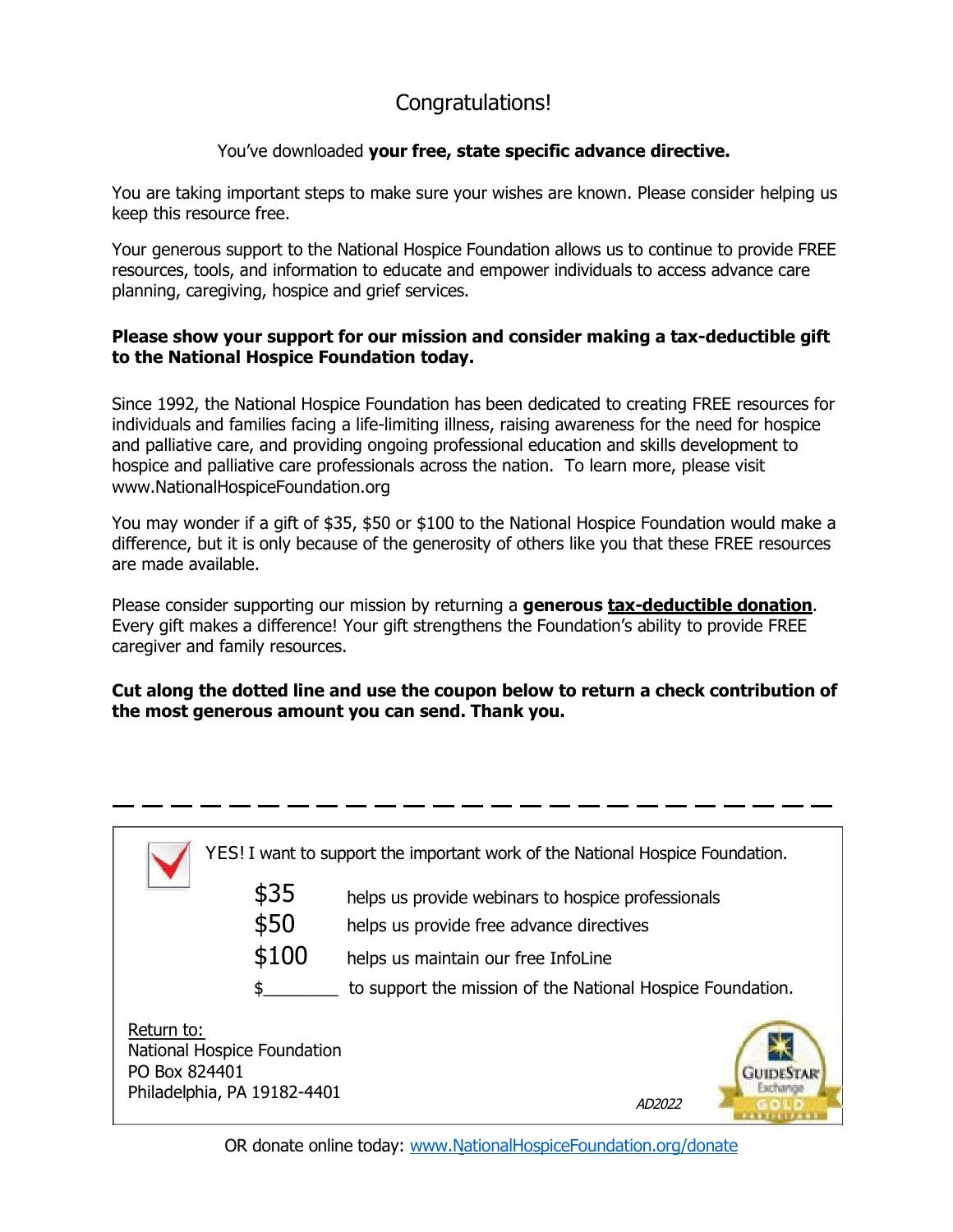# Congratulations!

You've downloaded **your free, state specific advance directive.**

You are taking important steps to make sure your wishes are known. Please consider helping us keep this resource free.

Your generous support to the National Hospice Foundation allows us to continue to provide FREE resources, tools, and information to educate and empower individuals to access advance care planning, caregiving, hospice and grief services.

**Please show your support for our mission and consider making a tax-deductible gift to the National Hospice Foundation today.**

Since 1992, the National Hospice Foundation has been dedicated to creating FREE resources for individuals and families facing a life-limiting illness, raising awareness for the need for hospice and palliative care, and providing ongoing professional education and skills development to hospice and palliative care professionals across the nation. To learn more, please visit www.NationalHospiceFoundation.org

You may wonder if a gift of $35, $50 or $100 to the National Hospice Foundation would make a difference, but it is only because of the generosity of others like you that these FREE resources are made available.

Please consider supporting our mission by returning a **generous <u>tax-deductible donation</u>**. Every gift makes a difference! Your gift strengthens the Foundation's ability to provide FREE caregiver and family resources.

**Cut along the dotted line and use the coupon below to return a check contribution of the most generous amount you can send. Thank you.**

---

YES! I want to support the important work of the National Hospice Foundation.

| | |
|---|---|
| $35 | helps us provide webinars to hospice professionals |
| $50 | helps us provide free advance directives |
| $100 | helps us maintain our free InfoLine |
| $________ | to support the mission of the National Hospice Foundation. |

Return to:
National Hospice Foundation
PO Box 824401
Philadelphia, PA 19182-4401

AD2022

GUIDESTAR Exchange GOLD PARTICIPANT

OR donate online today: www.NationalHospiceFoundation.org/donate